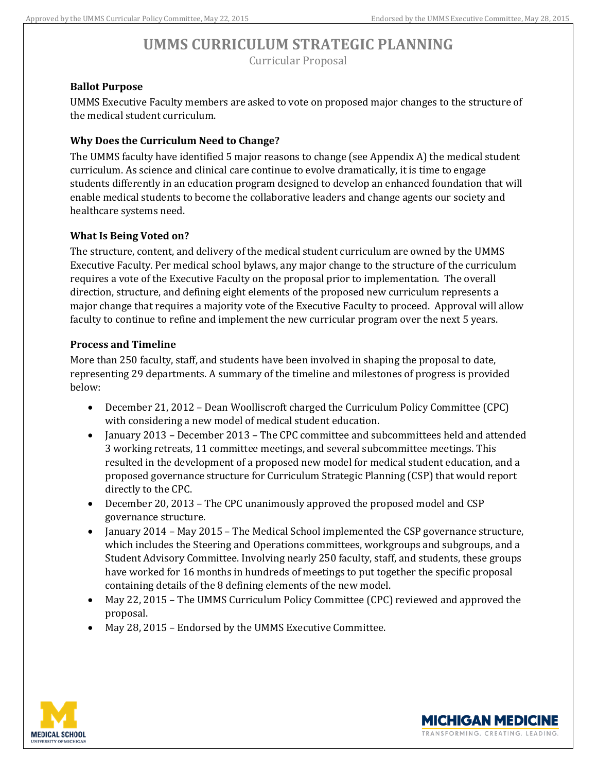# UMMS CURRICULUM STRATEGIC PLANNING

Curricular Proposal

### Ballot Purpose

UMMS Executive Faculty members are asked to vote on proposed major changes to the structure of the medical student curriculum.

### Why Does the Curriculum Need to Change?

The UMMS faculty have identified 5 major reasons to change (see Appendix A) the medical student curriculum. As science and clinical care continue to evolve dramatically, it is time to engage students differently in an education program designed to develop an enhanced foundation that will enable medical students to become the collaborative leaders and change agents our society and healthcare systems need.

### What Is Being Voted on?

The structure, content, and delivery of the medical student curriculum are owned by the UMMS Executive Faculty. Per medical school bylaws, any major change to the structure of the curriculum requires a vote of the Executive Faculty on the proposal prior to implementation. The overall direction, structure, and defining eight elements of the proposed new curriculum represents a major change that requires a majority vote of the Executive Faculty to proceed. Approval will allow faculty to continue to refine and implement the new curricular program over the next 5 years.

### Process and Timeline

More than 250 faculty, staff, and students have been involved in shaping the proposal to date, representing 29 departments. A summary of the timeline and milestones of progress is provided below:

- December 21, 2012 – Dean Woolliscroft charged the Curriculum Policy Committee (CPC) with considering a new model of medical student education.
- January 2013 – December 2013 – The CPC committee and subcommittees held and attended 3 working retreats, 11 committee meetings, and several subcommittee meetings. This resulted in the development of a proposed new model for medical student education, and a proposed governance structure for Curriculum Strategic Planning (CSP) that would report directly to the CPC.
- December 20, 2013 – The CPC unanimously approved the proposed model and CSP governance structure.
- January 2014 – May 2015 – The Medical School implemented the CSP governance structure, which includes the Steering and Operations committees, workgroups and subgroups, and a Student Advisory Committee. Involving nearly 250 faculty, staff, and students, these groups have worked for 16 months in hundreds of meetings to put together the specific proposal containing details of the 8 defining elements of the new model.
- May 22, 2015 – The UMMS Curriculum Policy Committee (CPC) reviewed and approved the proposal.
- May 28, 2015 – Endorsed by the UMMS Executive Committee.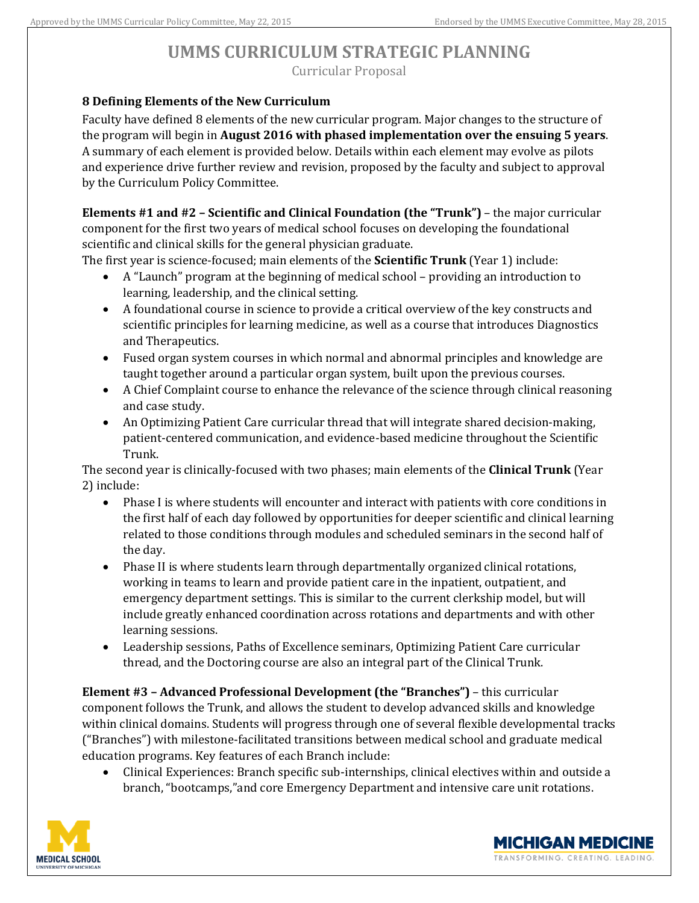# UMMS CURRICULUM STRATEGIC PLANNING

Curricular Proposal

### 8 Defining Elements of the New Curriculum

Faculty have defined 8 elements of the new curricular program. Major changes to the structure of the program will begin in **August 2016 with phased implementation over the ensuing 5 years**. A summary of each element is provided below. Details within each element may evolve as pilots and experience drive further review and revision, proposed by the faculty and subject to approval by the Curriculum Policy Committee.

**Elements #1 and #2 – Scientific and Clinical Foundation (the "Trunk")** – the major curricular component for the first two years of medical school focuses on developing the foundational scientific and clinical skills for the general physician graduate.

The first year is science-focused; main elements of the **Scientific Trunk** (Year 1) include:

- A "Launch" program at the beginning of medical school – providing an introduction to learning, leadership, and the clinical setting.
- A foundational course in science to provide a critical overview of the key constructs and scientific principles for learning medicine, as well as a course that introduces Diagnostics and Therapeutics.
- Fused organ system courses in which normal and abnormal principles and knowledge are taught together around a particular organ system, built upon the previous courses.
- A Chief Complaint course to enhance the relevance of the science through clinical reasoning and case study.
- An Optimizing Patient Care curricular thread that will integrate shared decision-making, patient-centered communication, and evidence-based medicine throughout the Scientific Trunk.

The second year is clinically-focused with two phases; main elements of the **Clinical Trunk** (Year 2) include:

- Phase I is where students will encounter and interact with patients with core conditions in the first half of each day followed by opportunities for deeper scientific and clinical learning related to those conditions through modules and scheduled seminars in the second half of the day.
- Phase II is where students learn through departmentally organized clinical rotations, working in teams to learn and provide patient care in the inpatient, outpatient, and emergency department settings. This is similar to the current clerkship model, but will include greatly enhanced coordination across rotations and departments and with other learning sessions.
- Leadership sessions, Paths of Excellence seminars, Optimizing Patient Care curricular thread, and the Doctoring course are also an integral part of the Clinical Trunk.

**Element #3 – Advanced Professional Development (the "Branches")** – this curricular component follows the Trunk, and allows the student to develop advanced skills and knowledge within clinical domains. Students will progress through one of several flexible developmental tracks ("Branches") with milestone-facilitated transitions between medical school and graduate medical education programs. Key features of each Branch include:

- Clinical Experiences: Branch specific sub-internships, clinical electives within and outside a branch, "bootcamps,"and core Emergency Department and intensive care unit rotations.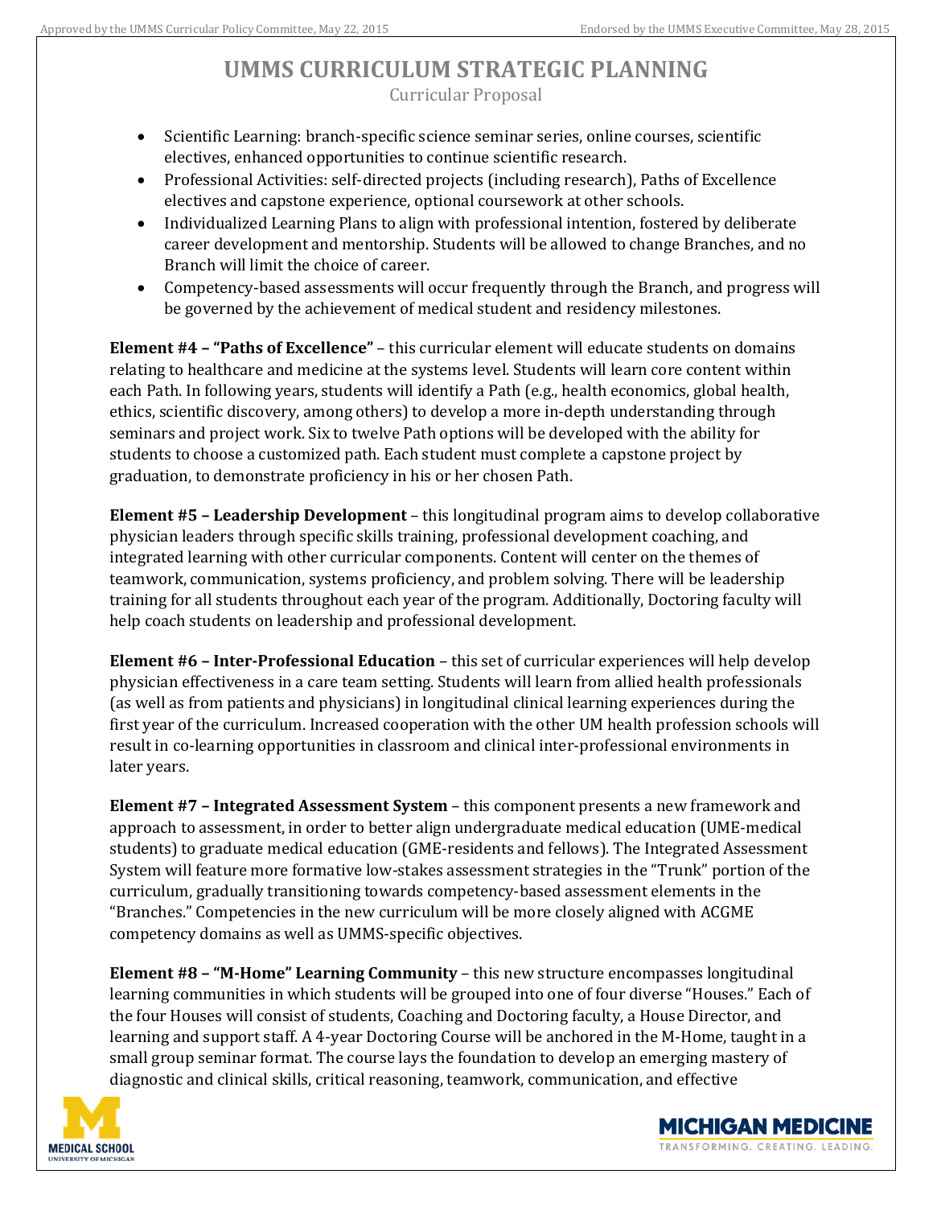- Scientific Learning: branch-specific science seminar series, online courses, scientific electives, enhanced opportunities to continue scientific research.
- Professional Activities: self-directed projects (including research), Paths of Excellence electives and capstone experience, optional coursework at other schools.
- Individualized Learning Plans to align with professional intention, fostered by deliberate career development and mentorship. Students will be allowed to change Branches, and no Branch will limit the choice of career.
- Competency-based assessments will occur frequently through the Branch, and progress will be governed by the achievement of medical student and residency milestones.

**Element #4 – "Paths of Excellence"** – this curricular element will educate students on domains relating to healthcare and medicine at the systems level. Students will learn core content within each Path. In following years, students will identify a Path (e.g., health economics, global health, ethics, scientific discovery, among others) to develop a more in-depth understanding through seminars and project work. Six to twelve Path options will be developed with the ability for students to choose a customized path. Each student must complete a capstone project by graduation, to demonstrate proficiency in his or her chosen Path.

**Element #5 – Leadership Development** – this longitudinal program aims to develop collaborative physician leaders through specific skills training, professional development coaching, and integrated learning with other curricular components. Content will center on the themes of teamwork, communication, systems proficiency, and problem solving. There will be leadership training for all students throughout each year of the program. Additionally, Doctoring faculty will help coach students on leadership and professional development.

**Element #6 – Inter-Professional Education** – this set of curricular experiences will help develop physician effectiveness in a care team setting. Students will learn from allied health professionals (as well as from patients and physicians) in longitudinal clinical learning experiences during the first year of the curriculum. Increased cooperation with the other UM health profession schools will result in co-learning opportunities in classroom and clinical inter-professional environments in later years.

**Element #7 – Integrated Assessment System** – this component presents a new framework and approach to assessment, in order to better align undergraduate medical education (UME-medical students) to graduate medical education (GME-residents and fellows). The Integrated Assessment System will feature more formative low-stakes assessment strategies in the "Trunk" portion of the curriculum, gradually transitioning towards competency-based assessment elements in the "Branches." Competencies in the new curriculum will be more closely aligned with ACGME competency domains as well as UMMS-specific objectives.

**Element #8 – "M-Home" Learning Community** – this new structure encompasses longitudinal learning communities in which students will be grouped into one of four diverse "Houses." Each of the four Houses will consist of students, Coaching and Doctoring faculty, a House Director, and learning and support staff. A 4-year Doctoring Course will be anchored in the M-Home, taught in a small group seminar format. The course lays the foundation to develop an emerging mastery of diagnostic and clinical skills, critical reasoning, teamwork, communication, and effective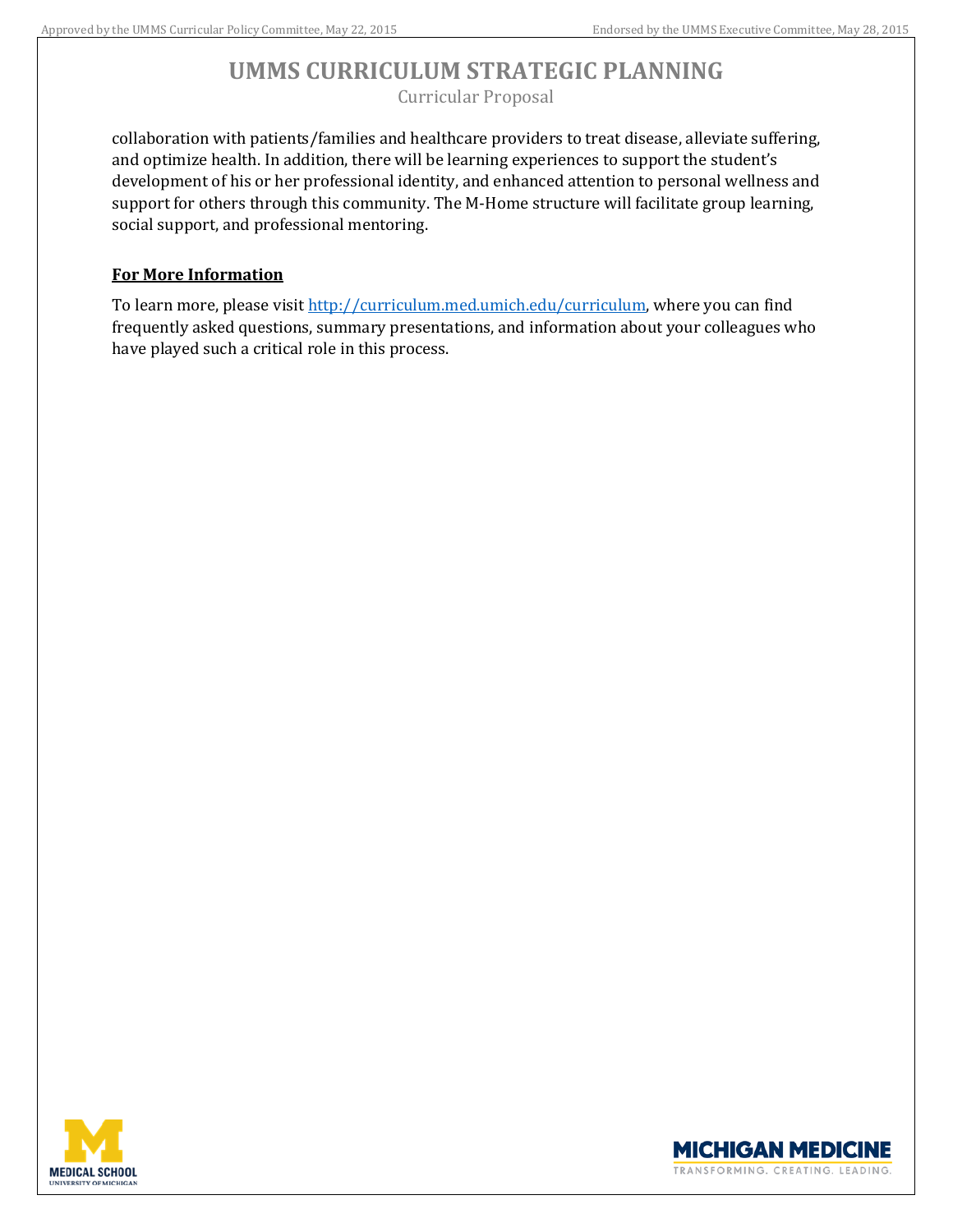collaboration with patients/families and healthcare providers to treat disease, alleviate suffering, and optimize health. In addition, there will be learning experiences to support the student's development of his or her professional identity, and enhanced attention to personal wellness and support for others through this community. The M-Home structure will facilitate group learning, social support, and professional mentoring.

## For More Information

To learn more, please visit [http://curriculum.med.umich.edu/curriculum](http://curriculum.med.umich.edu/curriculum), where you can find frequently asked questions, summary presentations, and information about your colleagues who have played such a critical role in this process.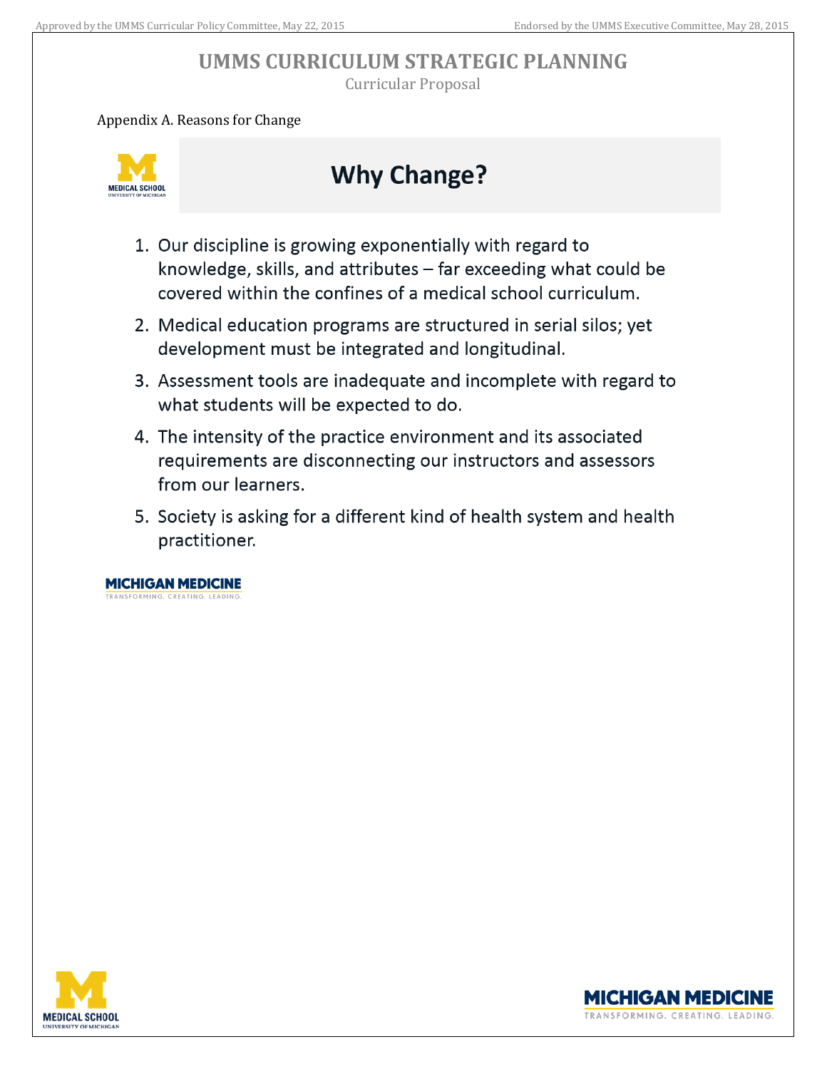# UMMS CURRICULUM STRATEGIC PLANNING

Curricular Proposal

Appendix A. Reasons for Change

## Why Change?

1. Our discipline is growing exponentially with regard to knowledge, skills, and attributes – far exceeding what could be covered within the confines of a medical school curriculum.
2. Medical education programs are structured in serial silos; yet development must be integrated and longitudinal.
3. Assessment tools are inadequate and incomplete with regard to what students will be expected to do.
4. The intensity of the practice environment and its associated requirements are disconnecting our instructors and assessors from our learners.
5. Society is asking for a different kind of health system and health practitioner.